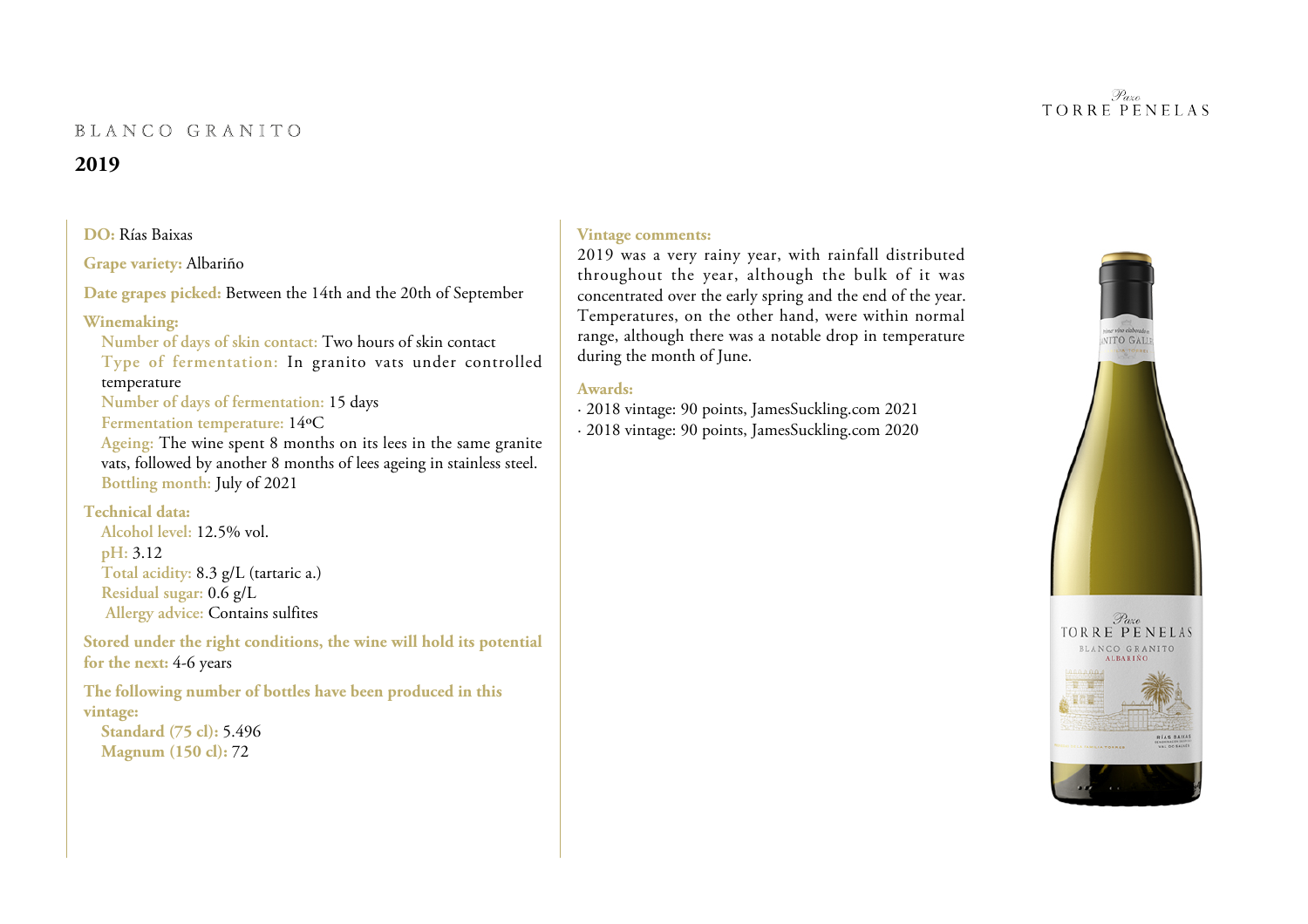Paze
TORRE PENELAS

# BLANCO GRANITO

## 2019

**DO:** Rías Baixas

**Grape variety:** Albariño

**Date grapes picked:** Between the 14th and the 20th of September

**Winemaking:**

- **Number of days of skin contact:** Two hours of skin contact
- **Type of fermentation:** In granito vats under controlled temperature
- **Number of days of fermentation:** 15 days
- **Fermentation temperature:** 14ºC
- **Ageing:** The wine spent 8 months on its lees in the same granite vats, followed by another 8 months of lees ageing in stainless steel.
- **Bottling month:** July of 2021

**Technical data:**

- **Alcohol level:** 12.5% vol.
- **pH:** 3.12
- **Total acidity:** 8.3 g/L (tartaric a.)
- **Residual sugar:** 0.6 g/L
- **Allergy advice:** Contains sulfites

**Stored under the right conditions, the wine will hold its potential for the next:** 4-6 years

**The following number of bottles have been produced in this vintage:**

- **Standard (75 cl):** 5.496
- **Magnum (150 cl):** 72

**Vintage comments:**

2019 was a very rainy year, with rainfall distributed throughout the year, although the bulk of it was concentrated over the early spring and the end of the year. Temperatures, on the other hand, were within normal range, although there was a notable drop in temperature during the month of June.

**Awards:**

· 2018 vintage: 90 points, JamesSuckling.com 2021

· 2018 vintage: 90 points, JamesSuckling.com 2020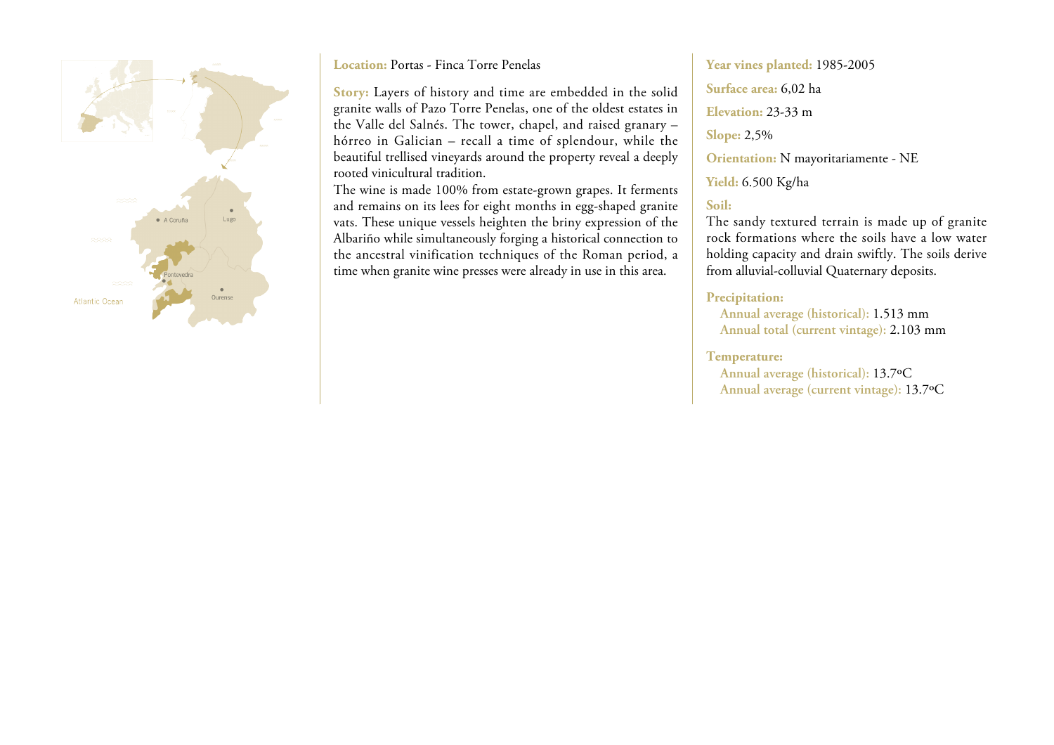**Location:** Portas - Finca Torre Penelas

**Story:** Layers of history and time are embedded in the solid granite walls of Pazo Torre Penelas, one of the oldest estates in the Valle del Salnés. The tower, chapel, and raised granary – hórreo in Galician – recall a time of splendour, while the beautiful trellised vineyards around the property reveal a deeply rooted vinicultural tradition.

The wine is made 100% from estate-grown grapes. It ferments and remains on its lees for eight months in egg-shaped granite vats. These unique vessels heighten the briny expression of the Albariño while simultaneously forging a historical connection to the ancestral vinification techniques of the Roman period, a time when granite wine presses were already in use in this area.

**Year vines planted:** 1985-2005

**Surface area:** 6,02 ha

**Elevation:** 23-33 m

**Slope:** 2,5%

**Orientation:** N mayoritariamente - NE

**Yield:** 6.500 Kg/ha

**Soil:**

The sandy textured terrain is made up of granite rock formations where the soils have a low water holding capacity and drain swiftly. The soils derive from alluvial-colluvial Quaternary deposits.

**Precipitation:**

**Annual average (historical):** 1.513 mm
**Annual total (current vintage):** 2.103 mm

**Temperature:**

**Annual average (historical):** 13.7ºC
**Annual average (current vintage):** 13.7ºC